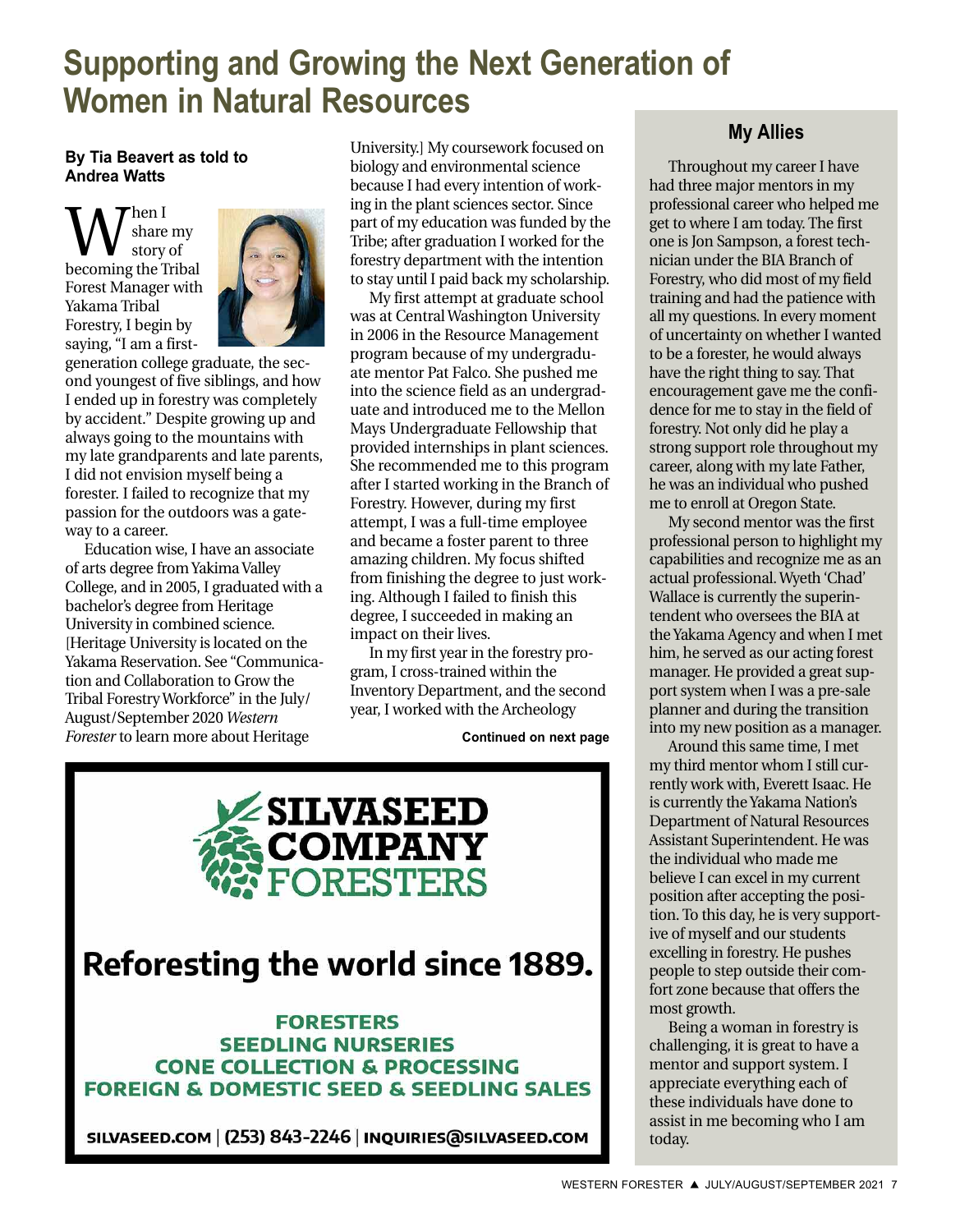# Supporting and Growing the Next Generation of Women in Natural Resources

**By Tia Beavert as told to Andrea Watts**

When I share my story of becoming the Tribal Forest Manager with Yakama Tribal Forestry, I begin by saying, "I am a first-generation college graduate, the second youngest of five siblings, and how I ended up in forestry was completely by accident." Despite growing up and always going to the mountains with my late grandparents and late parents, I did not envision myself being a forester. I failed to recognize that my passion for the outdoors was a gateway to a career.

Education wise, I have an associate of arts degree from Yakima Valley College, and in 2005, I graduated with a bachelor's degree from Heritage University in combined science. [Heritage University is located on the Yakama Reservation. See "Communication and Collaboration to Grow the Tribal Forestry Workforce" in the July/August/September 2020 *Western Forester* to learn more about Heritage University.] My coursework focused on biology and environmental science because I had every intention of working in the plant sciences sector. Since part of my education was funded by the Tribe; after graduation I worked for the forestry department with the intention to stay until I paid back my scholarship.

My first attempt at graduate school was at Central Washington University in 2006 in the Resource Management program because of my undergraduate mentor Pat Falco. She pushed me into the science field as an undergraduate and introduced me to the Mellon Mays Undergraduate Fellowship that provided internships in plant sciences. She recommended me to this program after I started working in the Branch of Forestry. However, during my first attempt, I was a full-time employee and became a foster parent to three amazing children. My focus shifted from finishing the degree to just working. Although I failed to finish this degree, I succeeded in making an impact on their lives.

In my first year in the forestry program, I cross-trained within the Inventory Department, and the second year, I worked with the Archeology

**Continued on next page**

## My Allies

Throughout my career I have had three major mentors in my professional career who helped me get to where I am today. The first one is Jon Sampson, a forest technician under the BIA Branch of Forestry, who did most of my field training and had the patience with all my questions. In every moment of uncertainty on whether I wanted to be a forester, he would always have the right thing to say. That encouragement gave me the confidence for me to stay in the field of forestry. Not only did he play a strong support role throughout my career, along with my late Father, he was an individual who pushed me to enroll at Oregon State.

My second mentor was the first professional person to highlight my capabilities and recognize me as an actual professional. Wyeth 'Chad' Wallace is currently the superintendent who oversees the BIA at the Yakama Agency and when I met him, he served as our acting forest manager. He provided a great support system when I was a pre-sale planner and during the transition into my new position as a manager.

Around this same time, I met my third mentor whom I still currently work with, Everett Isaac. He is currently the Yakama Nation's Department of Natural Resources Assistant Superintendent. He was the individual who made me believe I can excel in my current position after accepting the position. To this day, he is very supportive of myself and our students excelling in forestry. He pushes people to step outside their comfort zone because that offers the most growth.

Being a woman in forestry is challenging, it is great to have a mentor and support system. I appreciate everything each of these individuals have done to assist in me becoming who I am today.

**SILVASEED COMPANY FORESTERS**

**Reforesting the world since 1889.**

FORESTERS
SEEDLING NURSERIES
CONE COLLECTION & PROCESSING
FOREIGN & DOMESTIC SEED & SEEDLING SALES

SILVASEED.COM | (253) 843-2246 | INQUIRIES@SILVASEED.COM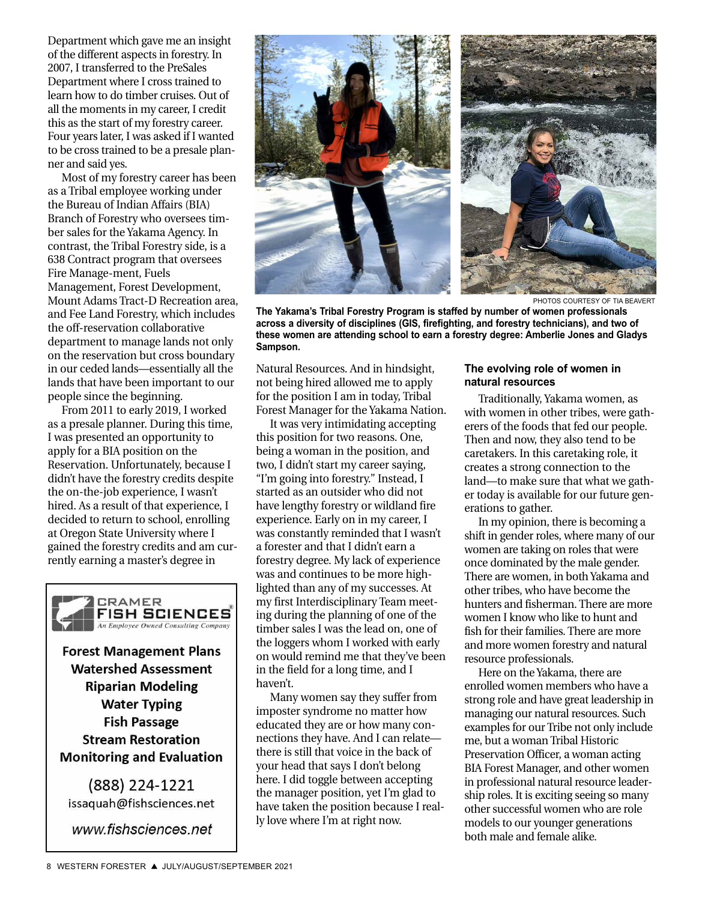Department which gave me an insight of the different aspects in forestry. In 2007, I transferred to the PreSales Department where I cross trained to learn how to do timber cruises. Out of all the moments in my career, I credit this as the start of my forestry career. Four years later, I was asked if I wanted to be cross trained to be a presale planner and said yes.

Most of my forestry career has been as a Tribal employee working under the Bureau of Indian Affairs (BIA) Branch of Forestry who oversees timber sales for the Yakama Agency. In contrast, the Tribal Forestry side, is a 638 Contract program that oversees Fire Manage-ment, Fuels Management, Forest Development, Mount Adams Tract-D Recreation area, and Fee Land Forestry, which includes the off-reservation collaborative department to manage lands not only on the reservation but cross boundary in our ceded lands—essentially all the lands that have been important to our people since the beginning.

From 2011 to early 2019, I worked as a presale planner. During this time, I was presented an opportunity to apply for a BIA position on the Reservation. Unfortunately, because I didn't have the forestry credits despite the on-the-job experience, I wasn't hired. As a result of that experience, I decided to return to school, enrolling at Oregon State University where I gained the forestry credits and am currently earning a master's degree in Natural Resources. And in hindsight, not being hired allowed me to apply for the position I am in today, Tribal Forest Manager for the Yakama Nation.

It was very intimidating accepting this position for two reasons. One, being a woman in the position, and two, I didn't start my career saying, "I'm going into forestry." Instead, I started as an outsider who did not have lengthy forestry or wildland fire experience. Early on in my career, I was constantly reminded that I wasn't a forester and that I didn't earn a forestry degree. My lack of experience was and continues to be more highlighted than any of my successes. At my first Interdisciplinary Team meeting during the planning of one of the timber sales I was the lead on, one of the loggers whom I worked with early on would remind me that they've been in the field for a long time, and I haven't.

Many women say they suffer from imposter syndrome no matter how educated they are or how many connections they have. And I can relate—there is still that voice in the back of your head that says I don't belong here. I did toggle between accepting the manager position, yet I'm glad to have taken the position because I really love where I'm at right now.

PHOTOS COURTESY OF TIA BEAVERT

**The Yakama's Tribal Forestry Program is staffed by number of women professionals across a diversity of disciplines (GIS, firefighting, and forestry technicians), and two of these women are attending school to earn a forestry degree: Amberlie Jones and Gladys Sampson.**

### The evolving role of women in natural resources

Traditionally, Yakama women, as with women in other tribes, were gatherers of the foods that fed our people. Then and now, they also tend to be caretakers. In this caretaking role, it creates a strong connection to the land—to make sure that what we gather today is available for our future generations to gather.

In my opinion, there is becoming a shift in gender roles, where many of our women are taking on roles that were once dominated by the male gender. There are women, in both Yakama and other tribes, who have become the hunters and fisherman. There are more women I know who like to hunt and fish for their families. There are more and more women forestry and natural resource professionals.

Here on the Yakama, there are enrolled women members who have a strong role and have great leadership in managing our natural resources. Such examples for our Tribe not only include me, but a woman Tribal Historic Preservation Officer, a woman acting BIA Forest Manager, and other women in professional natural resource leadership roles. It is exciting seeing so many other successful women who are role models to our younger generations both male and female alike.

---

CRAMER FISH SCIENCES®
*An Employee Owned Consulting Company*

**Forest Management Plans**
**Watershed Assessment**
**Riparian Modeling**
**Water Typing**
**Fish Passage**
**Stream Restoration**
**Monitoring and Evaluation**

(888) 224-1221
issaquah@fishsciences.net

*www.fishsciences.net*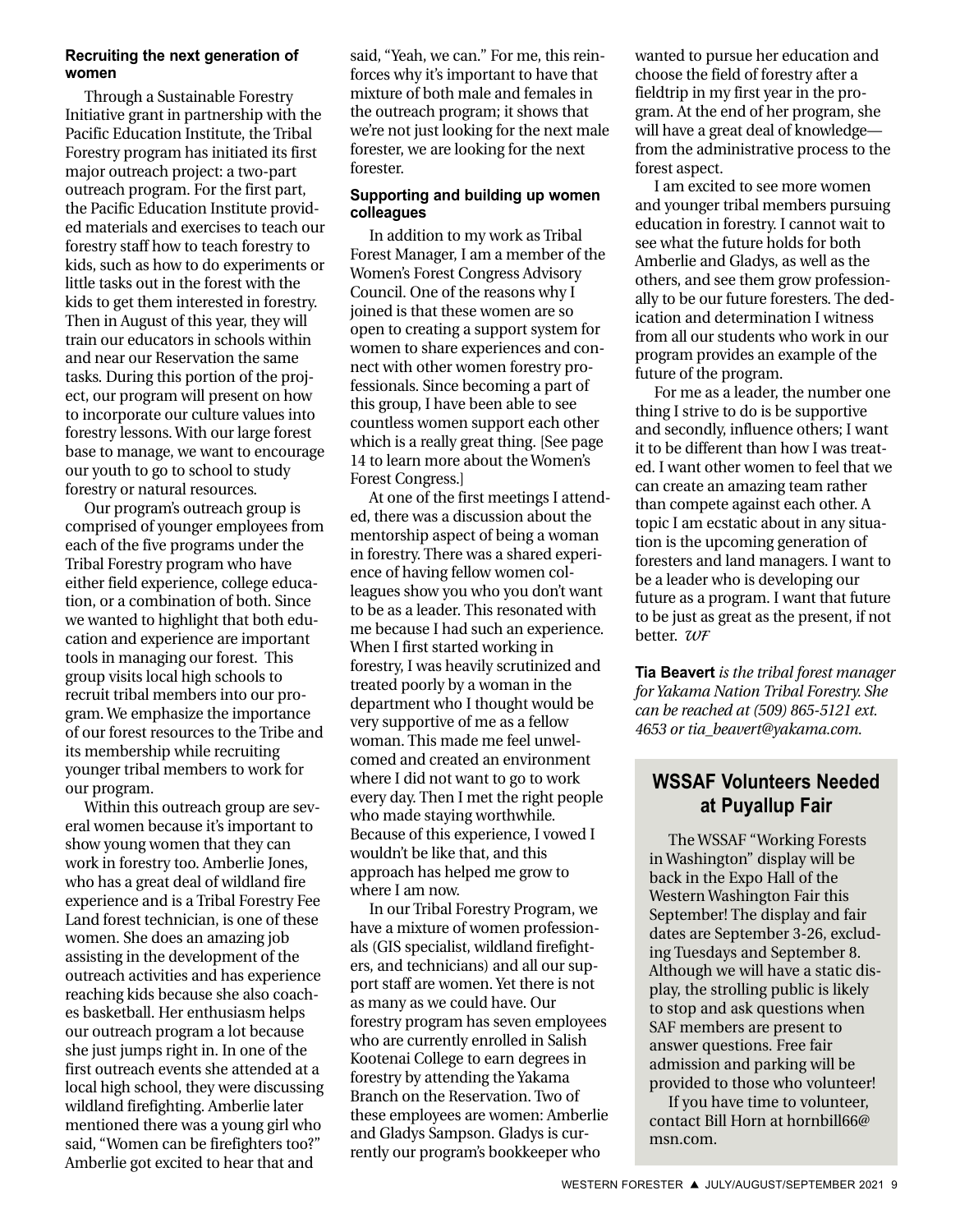### Recruiting the next generation of women

Through a Sustainable Forestry Initiative grant in partnership with the Pacific Education Institute, the Tribal Forestry program has initiated its first major outreach project: a two-part outreach program. For the first part, the Pacific Education Institute provided materials and exercises to teach our forestry staff how to teach forestry to kids, such as how to do experiments or little tasks out in the forest with the kids to get them interested in forestry. Then in August of this year, they will train our educators in schools within and near our Reservation the same tasks. During this portion of the project, our program will present on how to incorporate our culture values into forestry lessons. With our large forest base to manage, we want to encourage our youth to go to school to study forestry or natural resources.

Our program's outreach group is comprised of younger employees from each of the five programs under the Tribal Forestry program who have either field experience, college education, or a combination of both. Since we wanted to highlight that both education and experience are important tools in managing our forest. This group visits local high schools to recruit tribal members into our program. We emphasize the importance of our forest resources to the Tribe and its membership while recruiting younger tribal members to work for our program.

Within this outreach group are several women because it's important to show young women that they can work in forestry too. Amberlie Jones, who has a great deal of wildland fire experience and is a Tribal Forestry Fee Land forest technician, is one of these women. She does an amazing job assisting in the development of the outreach activities and has experience reaching kids because she also coaches basketball. Her enthusiasm helps our outreach program a lot because she just jumps right in. In one of the first outreach events she attended at a local high school, they were discussing wildland firefighting. Amberlie later mentioned there was a young girl who said, "Women can be firefighters too?" Amberlie got excited to hear that and said, "Yeah, we can." For me, this reinforces why it's important to have that mixture of both male and females in the outreach program; it shows that we're not just looking for the next male forester, we are looking for the next forester.

### Supporting and building up women colleagues

In addition to my work as Tribal Forest Manager, I am a member of the Women's Forest Congress Advisory Council. One of the reasons why I joined is that these women are so open to creating a support system for women to share experiences and connect with other women forestry professionals. Since becoming a part of this group, I have been able to see countless women support each other which is a really great thing. [See page 14 to learn more about the Women's Forest Congress.]

At one of the first meetings I attended, there was a discussion about the mentorship aspect of being a woman in forestry. There was a shared experience of having fellow women colleagues show you who you don't want to be as a leader. This resonated with me because I had such an experience. When I first started working in forestry, I was heavily scrutinized and treated poorly by a woman in the department who I thought would be very supportive of me as a fellow woman. This made me feel unwelcomed and created an environment where I did not want to go to work every day. Then I met the right people who made staying worthwhile. Because of this experience, I vowed I wouldn't be like that, and this approach has helped me grow to where I am now.

In our Tribal Forestry Program, we have a mixture of women professionals (GIS specialist, wildland firefighters, and technicians) and all our support staff are women. Yet there is not as many as we could have. Our forestry program has seven employees who are currently enrolled in Salish Kootenai College to earn degrees in forestry by attending the Yakama Branch on the Reservation. Two of these employees are women: Amberlie and Gladys Sampson. Gladys is currently our program's bookkeeper who wanted to pursue her education and choose the field of forestry after a fieldtrip in my first year in the program. At the end of her program, she will have a great deal of knowledge—from the administrative process to the forest aspect.

I am excited to see more women and younger tribal members pursuing education in forestry. I cannot wait to see what the future holds for both Amberlie and Gladys, as well as the others, and see them grow professionally to be our future foresters. The dedication and determination I witness from all our students who work in our program provides an example of the future of the program.

For me as a leader, the number one thing I strive to do is be supportive and secondly, influence others; I want it to be different than how I was treated. I want other women to feel that we can create an amazing team rather than compete against each other. A topic I am ecstatic about in any situation is the upcoming generation of foresters and land managers. I want to be a leader who is developing our future as a program. I want that future to be just as great as the present, if not better. *WF*

**Tia Beavert** *is the tribal forest manager for Yakama Nation Tribal Forestry. She can be reached at (509) 865-5121 ext. 4653 or tia_beavert@yakama.com.*

## WSSAF Volunteers Needed at Puyallup Fair

The WSSAF "Working Forests in Washington" display will be back in the Expo Hall of the Western Washington Fair this September! The display and fair dates are September 3-26, excluding Tuesdays and September 8. Although we will have a static display, the strolling public is likely to stop and ask questions when SAF members are present to answer questions. Free fair admission and parking will be provided to those who volunteer!

If you have time to volunteer, contact Bill Horn at hornbill66@msn.com.